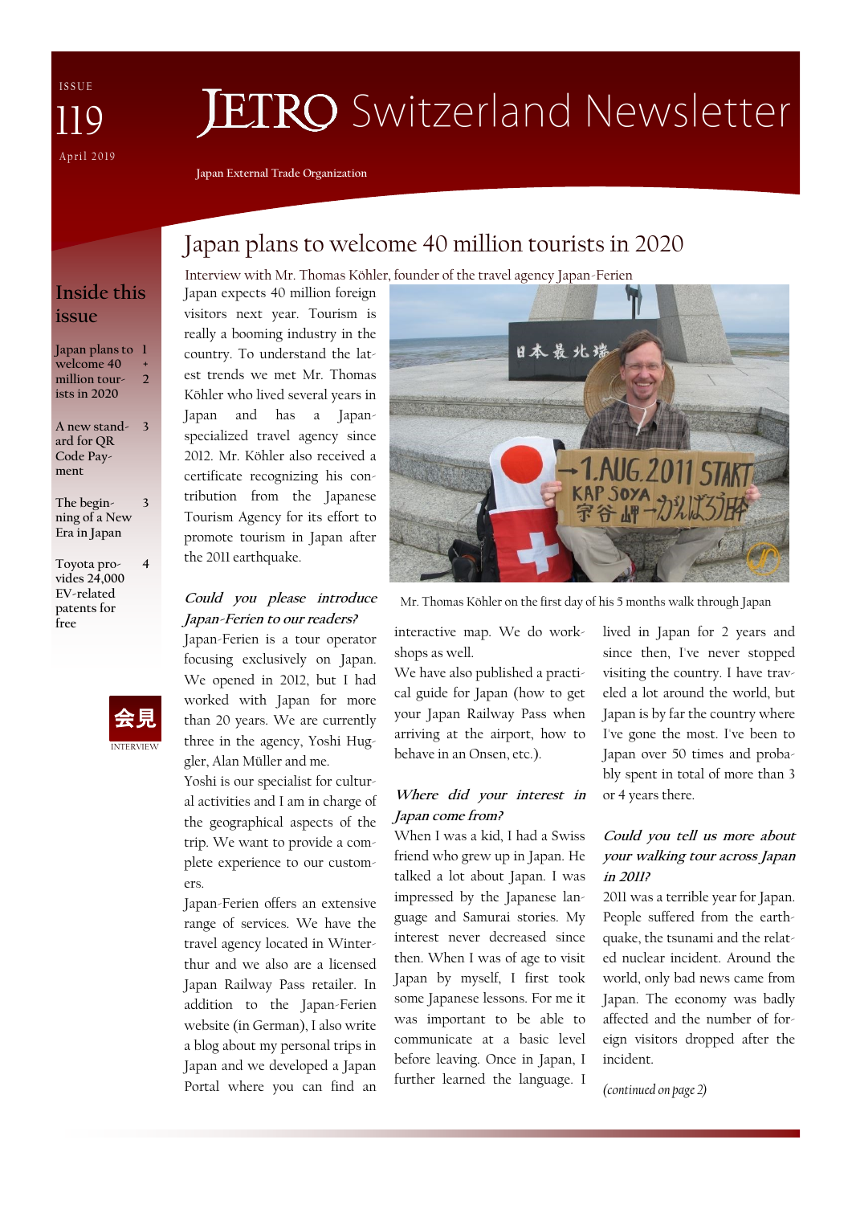ISSUE 119

April 2019

# JETRO Switzerland Newsletter

Japan External Trade Organization

## Inside this issue

- Japan plans to welcome 40 million tourists in 2020 — 1 + 2
- A new standard for QR Code Payment — 3
- The beginning of a New Era in Japan — 3
- Toyota provides 24,000 EV-related patents for free — 4

会見

INTERVIEW

# Japan plans to welcome 40 million tourists in 2020

Interview with Mr. Thomas Köhler, founder of the travel agency Japan-Ferien

Japan expects 40 million foreign visitors next year. Tourism is really a booming industry in the country. To understand the latest trends we met Mr. Thomas Köhler who lived several years in Japan and has a Japan-specialized travel agency since 2012. Mr. Köhler also received a certificate recognizing his contribution from the Japanese Tourism Agency for its effort to promote tourism in Japan after the 2011 earthquake.

Mr. Thomas Köhler on the first day of his 5 months walk through Japan

***Could you please introduce Japan-Ferien to our readers?***

Japan-Ferien is a tour operator focusing exclusively on Japan. We opened in 2012, but I had worked with Japan for more than 20 years. We are currently three in the agency, Yoshi Huggler, Alan Müller and me.

Yoshi is our specialist for cultural activities and I am in charge of the geographical aspects of the trip. We want to provide a complete experience to our customers.

Japan-Ferien offers an extensive range of services. We have the travel agency located in Winterthur and we also are a licensed Japan Railway Pass retailer. In addition to the Japan-Ferien website (in German), I also write a blog about my personal trips in Japan and we developed a Japan Portal where you can find an interactive map. We do workshops as well.

We have also published a practical guide for Japan (how to get your Japan Railway Pass when arriving at the airport, how to behave in an Onsen, etc.).

***Where did your interest in Japan come from?***

When I was a kid, I had a Swiss friend who grew up in Japan. He talked a lot about Japan. I was impressed by the Japanese language and Samurai stories. My interest never decreased since then. When I was of age to visit Japan by myself, I first took some Japanese lessons. For me it was important to be able to communicate at a basic level before leaving. Once in Japan, I further learned the language. I lived in Japan for 2 years and since then, I've never stopped visiting the country. I have traveled a lot around the world, but Japan is by far the country where I've gone the most. I've been to Japan over 50 times and probably spent in total of more than 3 or 4 years there.

***Could you tell us more about your walking tour across Japan in 2011?***

2011 was a terrible year for Japan. People suffered from the earthquake, the tsunami and the related nuclear incident. Around the world, only bad news came from Japan. The economy was badly affected and the number of foreign visitors dropped after the incident.

*(continued on page 2)*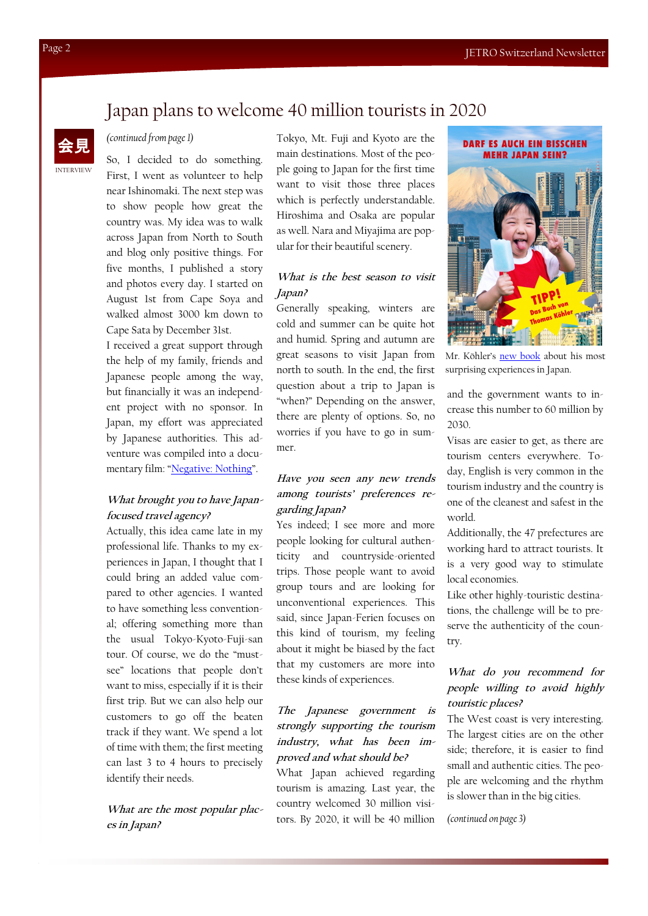# Japan plans to welcome 40 million tourists in 2020

会見

INTERVIEW

*(continued from page 1)*

So, I decided to do something. First, I went as volunteer to help near Ishinomaki. The next step was to show people how great the country was. My idea was to walk across Japan from North to South and blog only positive things. For five months, I published a story and photos every day. I started on August 1st from Cape Soya and walked almost 3000 km down to Cape Sata by December 31st.

I received a great support through the help of my family, friends and Japanese people among the way, but financially it was an independent project with no sponsor. In Japan, my effort was appreciated by Japanese authorities. This adventure was compiled into a documentary film: "Negative: Nothing".

***What brought you to have Japan-focused travel agency?***

Actually, this idea came late in my professional life. Thanks to my experiences in Japan, I thought that I could bring an added value compared to other agencies. I wanted to have something less conventional; offering something more than the usual Tokyo-Kyoto-Fuji-san tour. Of course, we do the "must-see" locations that people don't want to miss, especially if it is their first trip. But we can also help our customers to go off the beaten track if they want. We spend a lot of time with them; the first meeting can last 3 to 4 hours to precisely identify their needs.

***What are the most popular places in Japan?***

Tokyo, Mt. Fuji and Kyoto are the main destinations. Most of the people going to Japan for the first time want to visit those three places which is perfectly understandable. Hiroshima and Osaka are popular as well. Nara and Miyajima are popular for their beautiful scenery.

***What is the best season to visit Japan?***

Generally speaking, winters are cold and summer can be quite hot and humid. Spring and autumn are great seasons to visit Japan from north to south. In the end, the first question about a trip to Japan is "when?" Depending on the answer, there are plenty of options. So, no worries if you have to go in summer.

***Have you seen any new trends among tourists' preferences regarding Japan?***

Yes indeed; I see more and more people looking for cultural authenticity and countryside-oriented trips. Those people want to avoid group tours and are looking for unconventional experiences. This said, since Japan-Ferien focuses on this kind of tourism, my feeling about it might be biased by the fact that my customers are more into these kinds of experiences.

***The Japanese government is strongly supporting the tourism industry, what has been improved and what should be?***

What Japan achieved regarding tourism is amazing. Last year, the country welcomed 30 million visitors. By 2020, it will be 40 million and the government wants to increase this number to 60 million by 2030.

Visas are easier to get, as there are tourism centers everywhere. Today, English is very common in the tourism industry and the country is one of the cleanest and safest in the world.

Additionally, the 47 prefectures are working hard to attract tourists. It is a very good way to stimulate local economies.

Like other highly-touristic destinations, the challenge will be to preserve the authenticity of the country.

DARF ES AUCH EIN BISSCHEN MEHR JAPAN SEIN?

TIPP! Das Buch von Thomas Köhler

Mr. Köhler's new book about his most surprising experiences in Japan.

***What do you recommend for people willing to avoid highly touristic places?***

The West coast is very interesting. The largest cities are on the other side; therefore, it is easier to find small and authentic cities. The people are welcoming and the rhythm is slower than in the big cities.

*(continued on page 3)*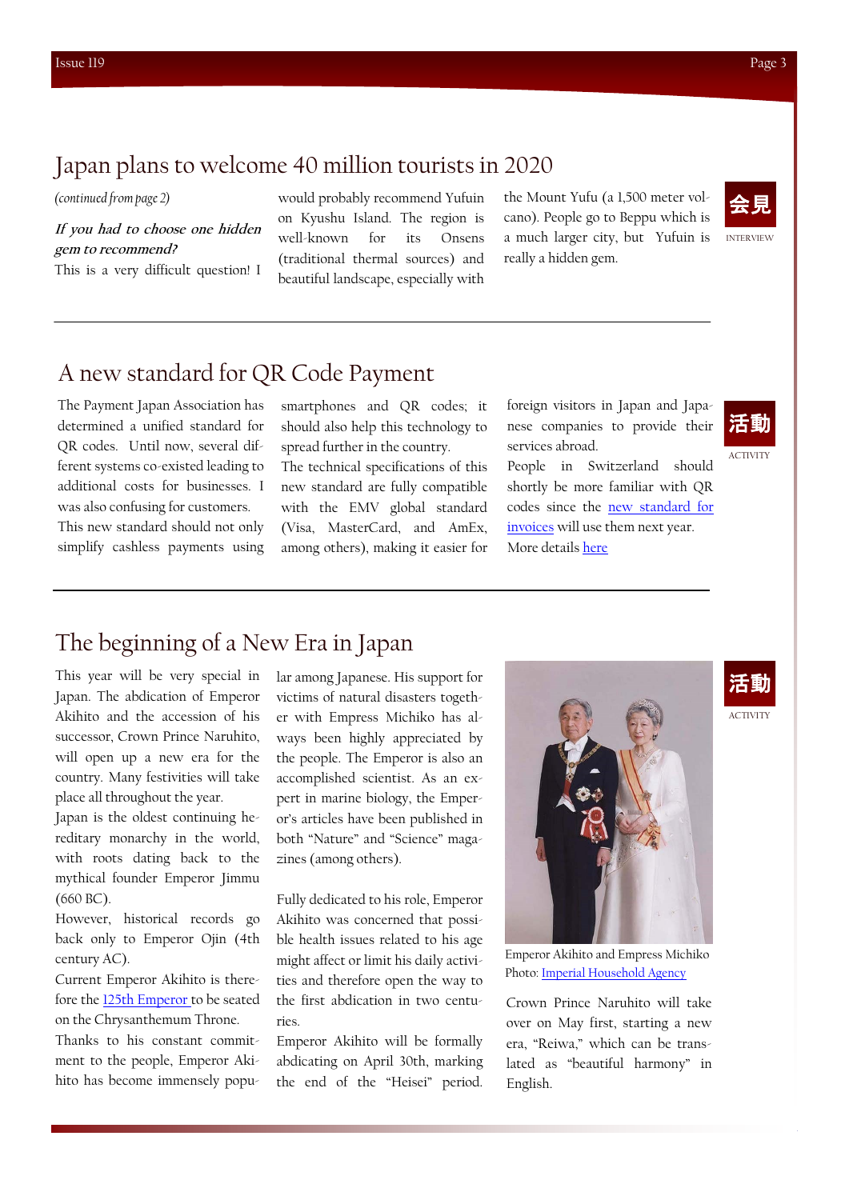## Japan plans to welcome 40 million tourists in 2020

*(continued from page 2)*

***If you had to choose one hidden gem to recommend?***

This is a very difficult question! I would probably recommend Yufuin on Kyushu Island. The region is well-known for its Onsens (traditional thermal sources) and beautiful landscape, especially with the Mount Yufu (a 1,500 meter volcano). People go to Beppu which is a much larger city, but Yufuin is really a hidden gem.

会見

INTERVIEW

## A new standard for QR Code Payment

The Payment Japan Association has determined a unified standard for QR codes. Until now, several different systems co-existed leading to additional costs for businesses. I was also confusing for customers.

This new standard should not only simplify cashless payments using smartphones and QR codes; it should also help this technology to spread further in the country.

The technical specifications of this new standard are fully compatible with the EMV global standard (Visa, MasterCard, and AmEx, among others), making it easier for foreign visitors in Japan and Japanese companies to provide their services abroad.

People in Switzerland should shortly be more familiar with QR codes since the new standard for invoices will use them next year.

More details here

活動

ACTIVITY

## The beginning of a New Era in Japan

This year will be very special in Japan. The abdication of Emperor Akihito and the accession of his successor, Crown Prince Naruhito, will open up a new era for the country. Many festivities will take place all throughout the year.

Japan is the oldest continuing hereditary monarchy in the world, with roots dating back to the mythical founder Emperor Jimmu (660 BC).

However, historical records go back only to Emperor Ojin (4th century AC).

Current Emperor Akihito is therefore the 125th Emperor to be seated on the Chrysanthemum Throne.

Thanks to his constant commitment to the people, Emperor Akihito has become immensely popular among Japanese. His support for victims of natural disasters together with Empress Michiko has always been highly appreciated by the people. The Emperor is also an accomplished scientist. As an expert in marine biology, the Emperor's articles have been published in both "Nature" and "Science" magazines (among others).

Fully dedicated to his role, Emperor Akihito was concerned that possible health issues related to his age might affect or limit his daily activities and therefore open the way to the first abdication in two centuries.

Emperor Akihito will be formally abdicating on April 30th, marking the end of the "Heisei" period.

Emperor Akihito and Empress Michiko
Photo: Imperial Household Agency

Crown Prince Naruhito will take over on May first, starting a new era, "Reiwa," which can be translated as "beautiful harmony" in English.

活動

ACTIVITY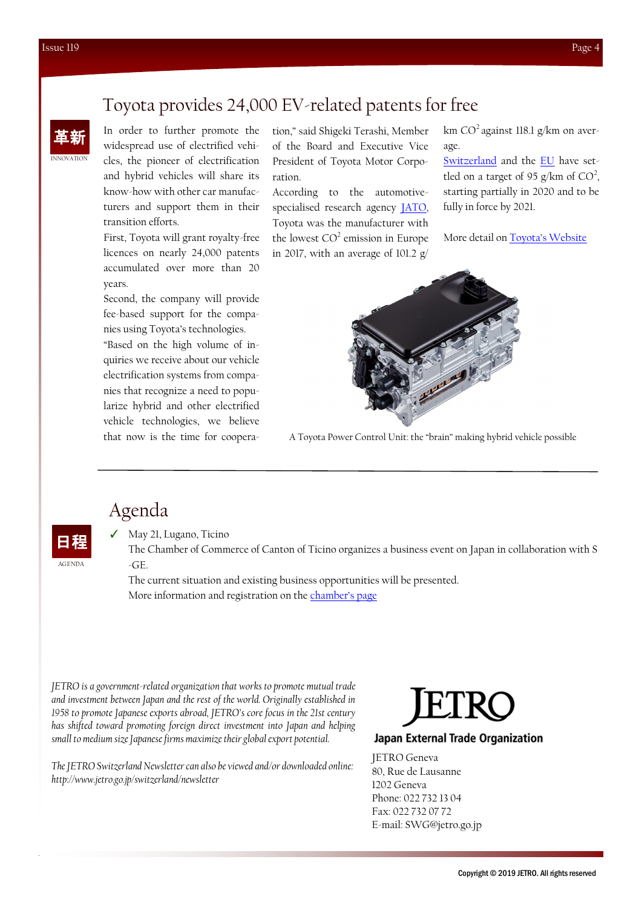## Toyota provides 24,000 EV-related patents for free

革新
INNOVATION

In order to further promote the widespread use of electrified vehicles, the pioneer of electrification and hybrid vehicles will share its know-how with other car manufacturers and support them in their transition efforts.

First, Toyota will grant royalty-free licences on nearly 24,000 patents accumulated over more than 20 years.

Second, the company will provide fee-based support for the companies using Toyota's technologies.

"Based on the high volume of inquiries we receive about our vehicle electrification systems from companies that recognize a need to popularize hybrid and other electrified vehicle technologies, we believe that now is the time for cooperation," said Shigeki Terashi, Member of the Board and Executive Vice President of Toyota Motor Corporation.

According to the automotive-specialised research agency JATO, Toyota was the manufacturer with the lowest $CO^2$ emission in Europe in 2017, with an average of 101.2 g/km $CO^2$ against 118.1 g/km on average.

Switzerland and the EU have settled on a target of 95 g/km of $CO^2$, starting partially in 2020 and to be fully in force by 2021.

More detail on Toyota's Website

A Toyota Power Control Unit: the "brain" making hybrid vehicle possible

---

## Agenda

日程
AGENDA

✓ May 21, Lugano, Ticino

The Chamber of Commerce of Canton of Ticino organizes a business event on Japan in collaboration with S-GE.

The current situation and existing business opportunities will be presented.

More information and registration on the chamber's page

*JETRO is a government-related organization that works to promote mutual trade and investment between Japan and the rest of the world. Originally established in 1958 to promote Japanese exports abroad, JETRO's core focus in the 21st century has shifted toward promoting foreign direct investment into Japan and helping small to medium size Japanese firms maximize their global export potential.*

*The JETRO Switzerland Newsletter can also be viewed and/or downloaded online: http://www.jetro.go.jp/switzerland/newsletter*

JETRO
**Japan External Trade Organization**

JETRO Geneva
80, Rue de Lausanne
1202 Geneva
Phone: 022 732 13 04
Fax: 022 732 07 72
E-mail: SWG@jetro.go.jp

Copyright © 2019 JETRO. All rights reserved